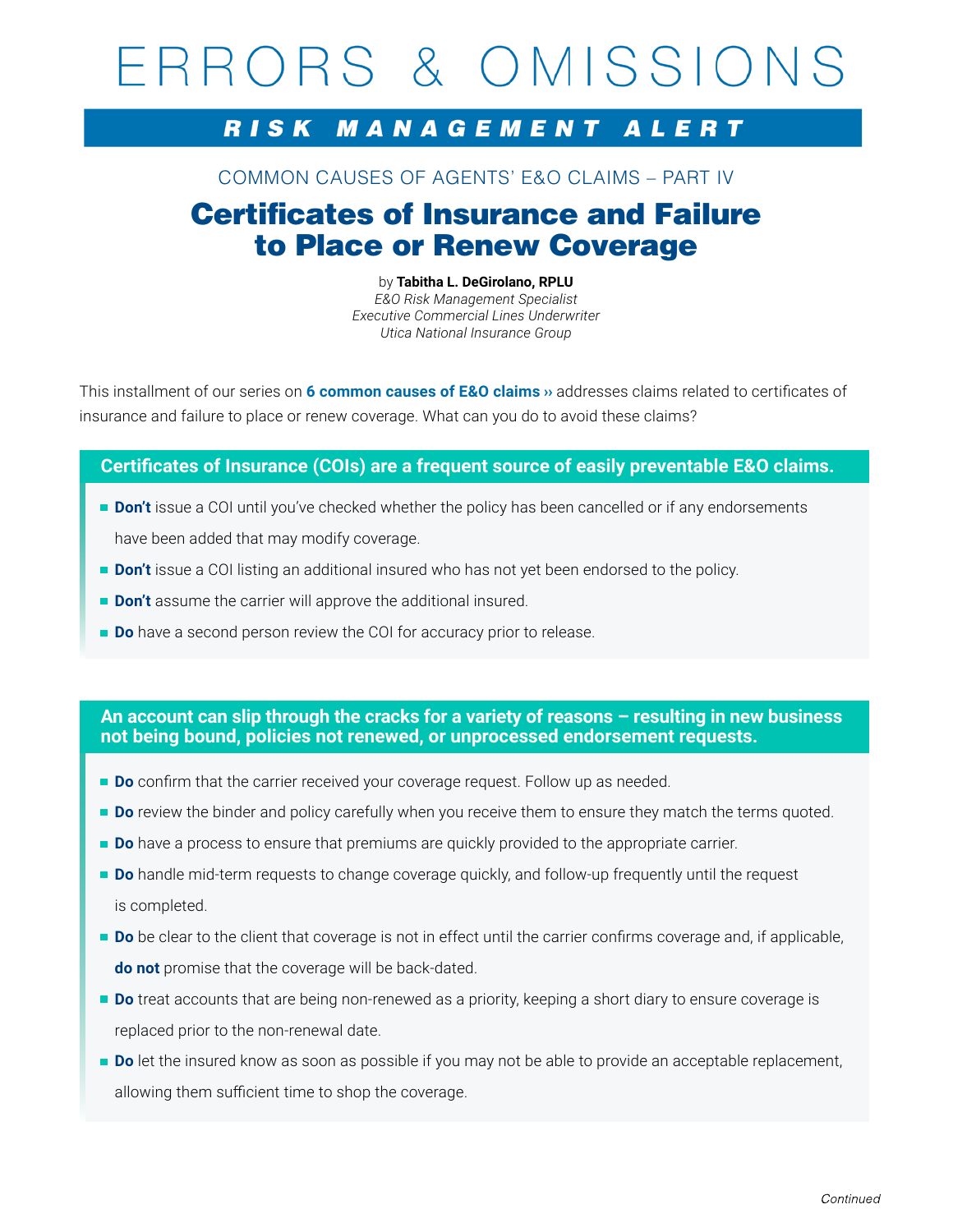# ERRORS & OMISSIONS

## *RISK MANAGEMENT ALERT*

COMMON CAUSES OF AGENTS' E&O CLAIMS – PART IV

# Certificates of Insurance and Failure to Place or Renew Coverage

by **Tabitha L. DeGirolano, RPLU**
*E&O Risk Management Specialist*
*Executive Commercial Lines Underwriter*
*Utica National Insurance Group*

This installment of our series on **6 common causes of E&O claims ››** addresses claims related to certificates of insurance and failure to place or renew coverage. What can you do to avoid these claims?

### Certificates of Insurance (COIs) are a frequent source of easily preventable E&O claims.

- **Don't** issue a COI until you've checked whether the policy has been cancelled or if any endorsements have been added that may modify coverage.
- **Don't** issue a COI listing an additional insured who has not yet been endorsed to the policy.
- **Don't** assume the carrier will approve the additional insured.
- **Do** have a second person review the COI for accuracy prior to release.

### An account can slip through the cracks for a variety of reasons – resulting in new business not being bound, policies not renewed, or unprocessed endorsement requests.

- **Do** confirm that the carrier received your coverage request. Follow up as needed.
- **Do** review the binder and policy carefully when you receive them to ensure they match the terms quoted.
- **Do** have a process to ensure that premiums are quickly provided to the appropriate carrier.
- **Do** handle mid-term requests to change coverage quickly, and follow-up frequently until the request is completed.
- **Do** be clear to the client that coverage is not in effect until the carrier confirms coverage and, if applicable, **do not** promise that the coverage will be back-dated.
- **Do** treat accounts that are being non-renewed as a priority, keeping a short diary to ensure coverage is replaced prior to the non-renewal date.
- **Do** let the insured know as soon as possible if you may not be able to provide an acceptable replacement, allowing them sufficient time to shop the coverage.

*Continued*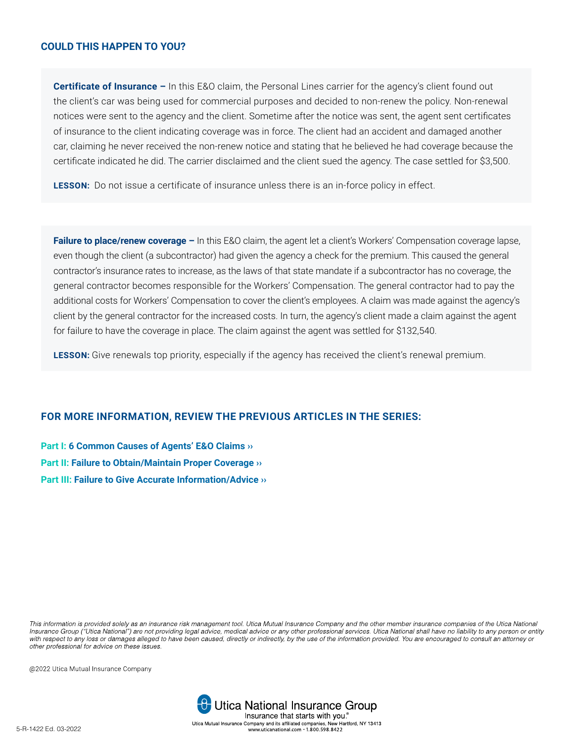## COULD THIS HAPPEN TO YOU?

**Certificate of Insurance –** In this E&O claim, the Personal Lines carrier for the agency's client found out the client's car was being used for commercial purposes and decided to non-renew the policy. Non-renewal notices were sent to the agency and the client. Sometime after the notice was sent, the agent sent certificates of insurance to the client indicating coverage was in force. The client had an accident and damaged another car, claiming he never received the non-renew notice and stating that he believed he had coverage because the certificate indicated he did. The carrier disclaimed and the client sued the agency. The case settled for $3,500.

**LESSON:** Do not issue a certificate of insurance unless there is an in-force policy in effect.

**Failure to place/renew coverage –** In this E&O claim, the agent let a client's Workers' Compensation coverage lapse, even though the client (a subcontractor) had given the agency a check for the premium. This caused the general contractor's insurance rates to increase, as the laws of that state mandate if a subcontractor has no coverage, the general contractor becomes responsible for the Workers' Compensation. The general contractor had to pay the additional costs for Workers' Compensation to cover the client's employees. A claim was made against the agency's client by the general contractor for the increased costs. In turn, the agency's client made a claim against the agent for failure to have the coverage in place. The claim against the agent was settled for $132,540.

**LESSON:** Give renewals top priority, especially if the agency has received the client's renewal premium.

## FOR MORE INFORMATION, REVIEW THE PREVIOUS ARTICLES IN THE SERIES:

**Part I: 6 Common Causes of Agents' E&O Claims ››**
**Part II: Failure to Obtain/Maintain Proper Coverage ››**
**Part III: Failure to Give Accurate Information/Advice ››**

*This information is provided solely as an insurance risk management tool. Utica Mutual Insurance Company and the other member insurance companies of the Utica National Insurance Group ("Utica National") are not providing legal advice, medical advice or any other professional services. Utica National shall have no liability to any person or entity with respect to any loss or damages alleged to have been caused, directly or indirectly, by the use of the information provided. You are encouraged to consult an attorney or other professional for advice on these issues.*

@2022 Utica Mutual Insurance Company

Utica National Insurance Group
Insurance that starts with you.®
Utica Mutual Insurance Company and its affiliated companies, New Hartford, NY 13413
www.uticanational.com • 1.800.598.8422

5-R-1422 Ed. 03-2022